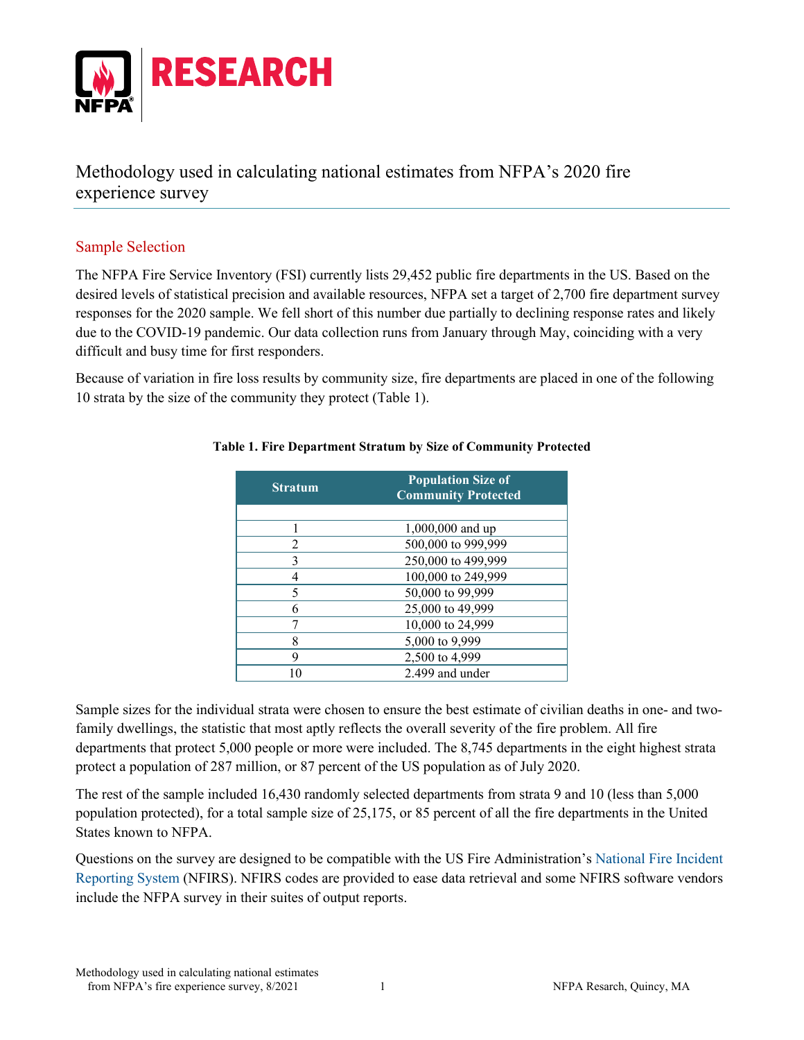# Methodology used in calculating national estimates from NFPA's 2020 fire experience survey

## Sample Selection

The NFPA Fire Service Inventory (FSI) currently lists 29,452 public fire departments in the US. Based on the desired levels of statistical precision and available resources, NFPA set a target of 2,700 fire department survey responses for the 2020 sample. We fell short of this number due partially to declining response rates and likely due to the COVID-19 pandemic. Our data collection runs from January through May, coinciding with a very difficult and busy time for first responders.

Because of variation in fire loss results by community size, fire departments are placed in one of the following 10 strata by the size of the community they protect (Table 1).

**Table 1. Fire Department Stratum by Size of Community Protected**

| Stratum | Population Size of Community Protected |
|---|---|
| 1 | 1,000,000 and up |
| 2 | 500,000 to 999,999 |
| 3 | 250,000 to 499,999 |
| 4 | 100,000 to 249,999 |
| 5 | 50,000 to 99,999 |
| 6 | 25,000 to 49,999 |
| 7 | 10,000 to 24,999 |
| 8 | 5,000 to 9,999 |
| 9 | 2,500 to 4,999 |
| 10 | 2.499 and under |

Sample sizes for the individual strata were chosen to ensure the best estimate of civilian deaths in one- and two-family dwellings, the statistic that most aptly reflects the overall severity of the fire problem. All fire departments that protect 5,000 people or more were included. The 8,745 departments in the eight highest strata protect a population of 287 million, or 87 percent of the US population as of July 2020.

The rest of the sample included 16,430 randomly selected departments from strata 9 and 10 (less than 5,000 population protected), for a total sample size of 25,175, or 85 percent of all the fire departments in the United States known to NFPA.

Questions on the survey are designed to be compatible with the US Fire Administration's National Fire Incident Reporting System (NFIRS). NFIRS codes are provided to ease data retrieval and some NFIRS software vendors include the NFPA survey in their suites of output reports.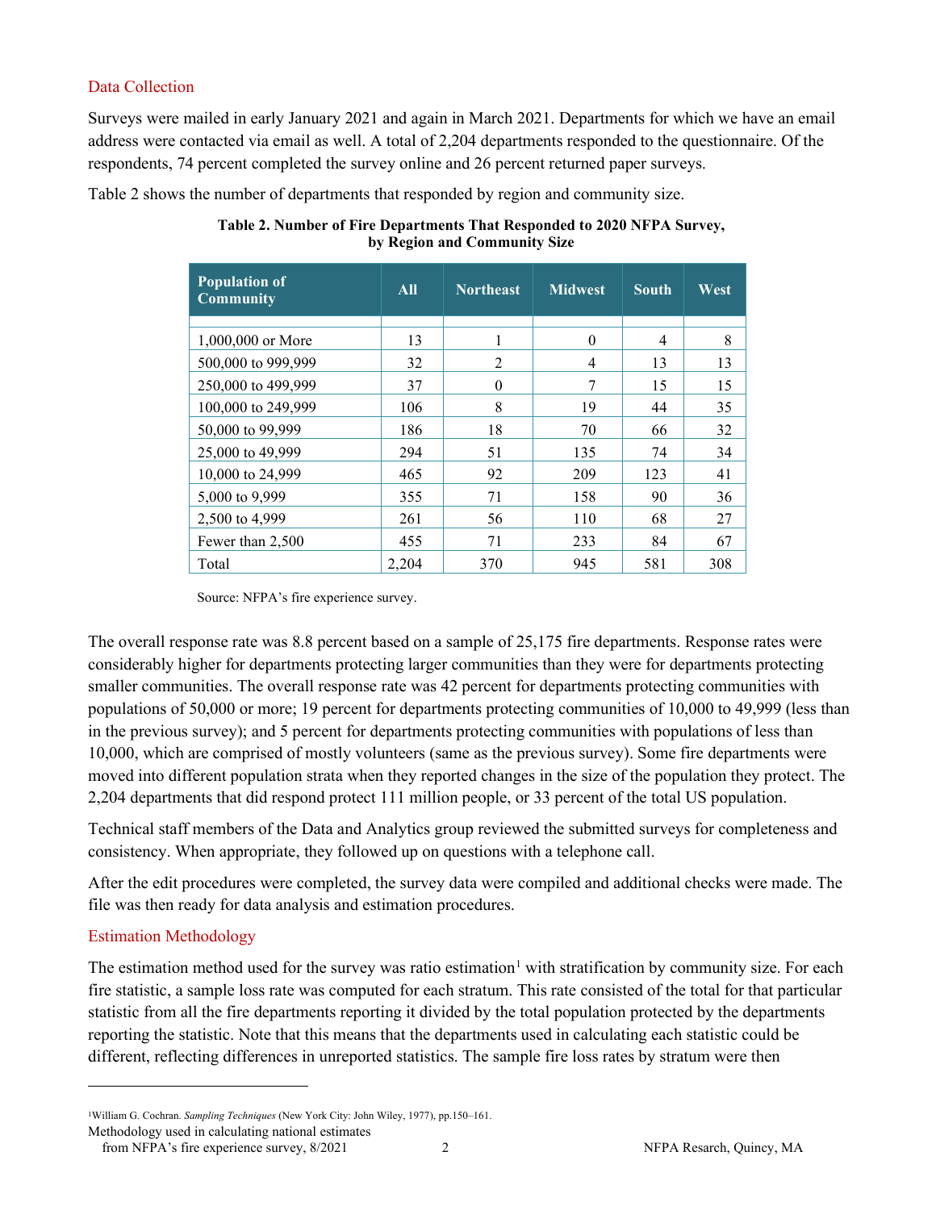## Data Collection

Surveys were mailed in early January 2021 and again in March 2021. Departments for which we have an email address were contacted via email as well. A total of 2,204 departments responded to the questionnaire. Of the respondents, 74 percent completed the survey online and 26 percent returned paper surveys.

Table 2 shows the number of departments that responded by region and community size.

**Table 2. Number of Fire Departments That Responded to 2020 NFPA Survey, by Region and Community Size**

| Population of Community | All | Northeast | Midwest | South | West |
|---|---|---|---|---|---|
| 1,000,000 or More | 13 | 1 | 0 | 4 | 8 |
| 500,000 to 999,999 | 32 | 2 | 4 | 13 | 13 |
| 250,000 to 499,999 | 37 | 0 | 7 | 15 | 15 |
| 100,000 to 249,999 | 106 | 8 | 19 | 44 | 35 |
| 50,000 to 99,999 | 186 | 18 | 70 | 66 | 32 |
| 25,000 to 49,999 | 294 | 51 | 135 | 74 | 34 |
| 10,000 to 24,999 | 465 | 92 | 209 | 123 | 41 |
| 5,000 to 9,999 | 355 | 71 | 158 | 90 | 36 |
| 2,500 to 4,999 | 261 | 56 | 110 | 68 | 27 |
| Fewer than 2,500 | 455 | 71 | 233 | 84 | 67 |
| Total | 2,204 | 370 | 945 | 581 | 308 |

Source: NFPA's fire experience survey.

The overall response rate was 8.8 percent based on a sample of 25,175 fire departments. Response rates were considerably higher for departments protecting larger communities than they were for departments protecting smaller communities. The overall response rate was 42 percent for departments protecting communities with populations of 50,000 or more; 19 percent for departments protecting communities of 10,000 to 49,999 (less than in the previous survey); and 5 percent for departments protecting communities with populations of less than 10,000, which are comprised of mostly volunteers (same as the previous survey). Some fire departments were moved into different population strata when they reported changes in the size of the population they protect. The 2,204 departments that did respond protect 111 million people, or 33 percent of the total US population.

Technical staff members of the Data and Analytics group reviewed the submitted surveys for completeness and consistency. When appropriate, they followed up on questions with a telephone call.

After the edit procedures were completed, the survey data were compiled and additional checks were made. The file was then ready for data analysis and estimation procedures.

## Estimation Methodology

The estimation method used for the survey was ratio estimation[1] with stratification by community size. For each fire statistic, a sample loss rate was computed for each stratum. This rate consisted of the total for that particular statistic from all the fire departments reporting it divided by the total population protected by the departments reporting the statistic. Note that this means that the departments used in calculating each statistic could be different, reflecting differences in unreported statistics. The sample fire loss rates by stratum were then

[1]William G. Cochran. *Sampling Techniques* (New York City: John Wiley, 1977), pp.150–161.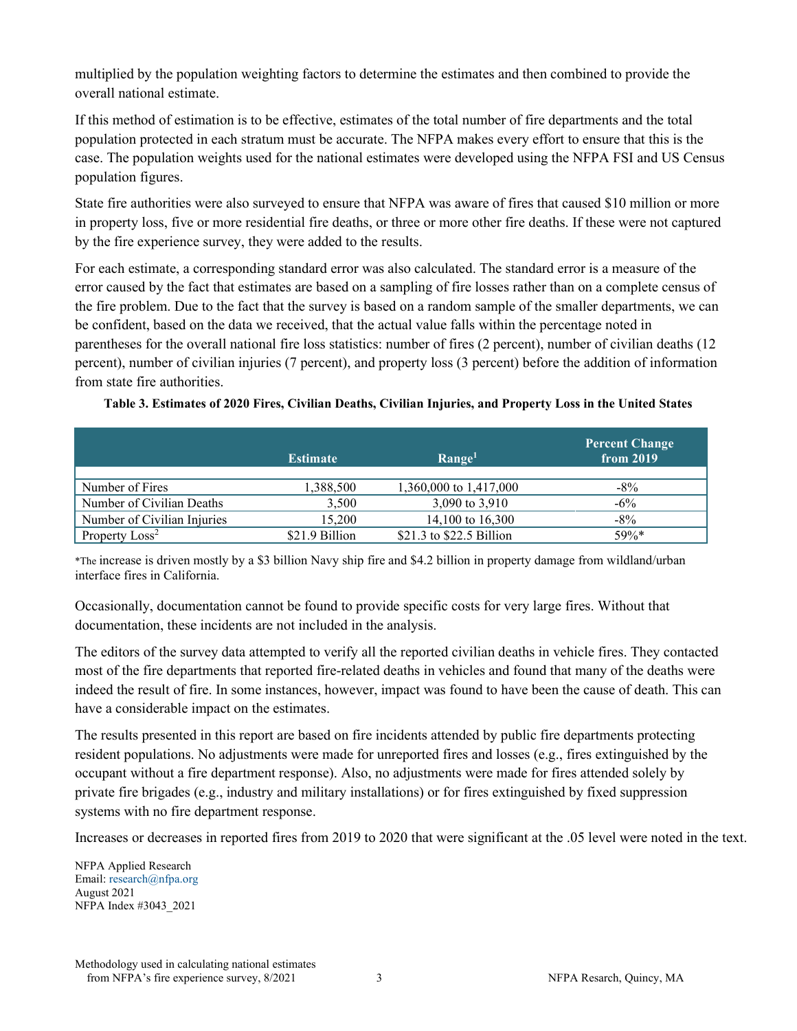multiplied by the population weighting factors to determine the estimates and then combined to provide the overall national estimate.

If this method of estimation is to be effective, estimates of the total number of fire departments and the total population protected in each stratum must be accurate. The NFPA makes every effort to ensure that this is the case. The population weights used for the national estimates were developed using the NFPA FSI and US Census population figures.

State fire authorities were also surveyed to ensure that NFPA was aware of fires that caused $10 million or more in property loss, five or more residential fire deaths, or three or more other fire deaths. If these were not captured by the fire experience survey, they were added to the results.

For each estimate, a corresponding standard error was also calculated. The standard error is a measure of the error caused by the fact that estimates are based on a sampling of fire losses rather than on a complete census of the fire problem. Due to the fact that the survey is based on a random sample of the smaller departments, we can be confident, based on the data we received, that the actual value falls within the percentage noted in parentheses for the overall national fire loss statistics: number of fires (2 percent), number of civilian deaths (12 percent), number of civilian injuries (7 percent), and property loss (3 percent) before the addition of information from state fire authorities.

**Table 3. Estimates of 2020 Fires, Civilian Deaths, Civilian Injuries, and Property Loss in the United States**

| | Estimate | Range[1] | Percent Change from 2019 |
|---|---|---|---|
| Number of Fires | 1,388,500 | 1,360,000 to 1,417,000 | -8% |
| Number of Civilian Deaths | 3,500 | 3,090 to 3,910 | -6% |
| Number of Civilian Injuries | 15,200 | 14,100 to 16,300 | -8% |
| Property Loss[2] | $21.9 Billion | $21.3 to $22.5 Billion | 59%* |

*The increase is driven mostly by a $3 billion Navy ship fire and $4.2 billion in property damage from wildland/urban interface fires in California.

Occasionally, documentation cannot be found to provide specific costs for very large fires. Without that documentation, these incidents are not included in the analysis.

The editors of the survey data attempted to verify all the reported civilian deaths in vehicle fires. They contacted most of the fire departments that reported fire-related deaths in vehicles and found that many of the deaths were indeed the result of fire. In some instances, however, impact was found to have been the cause of death. This can have a considerable impact on the estimates.

The results presented in this report are based on fire incidents attended by public fire departments protecting resident populations. No adjustments were made for unreported fires and losses (e.g., fires extinguished by the occupant without a fire department response). Also, no adjustments were made for fires attended solely by private fire brigades (e.g., industry and military installations) or for fires extinguished by fixed suppression systems with no fire department response.

Increases or decreases in reported fires from 2019 to 2020 that were significant at the .05 level were noted in the text.

NFPA Applied Research
Email: research@nfpa.org
August 2021
NFPA Index #3043_2021